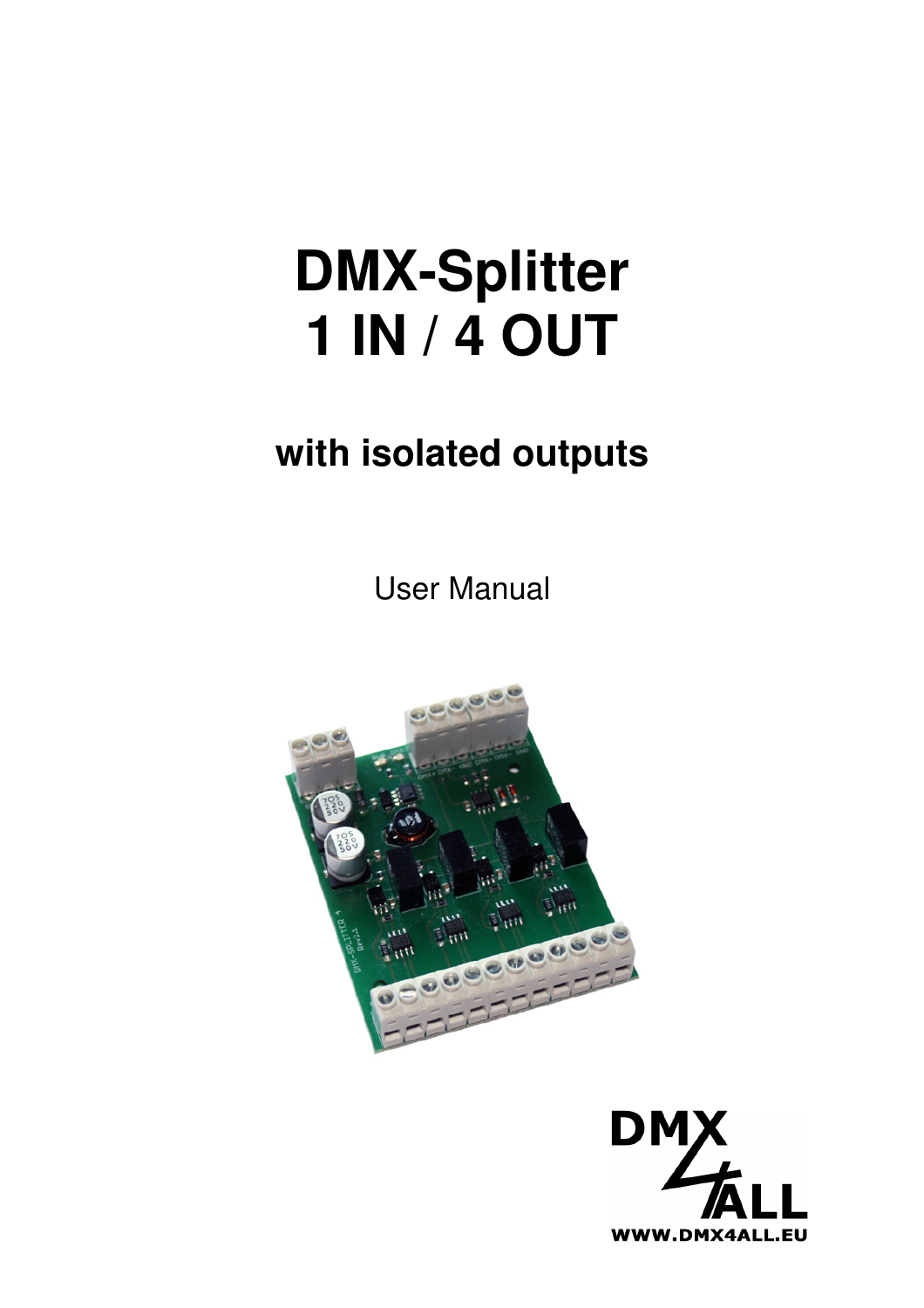# DMX-Splitter
# 1 IN / 4 OUT

## with isolated outputs

User Manual

WWW.DMX4ALL.EU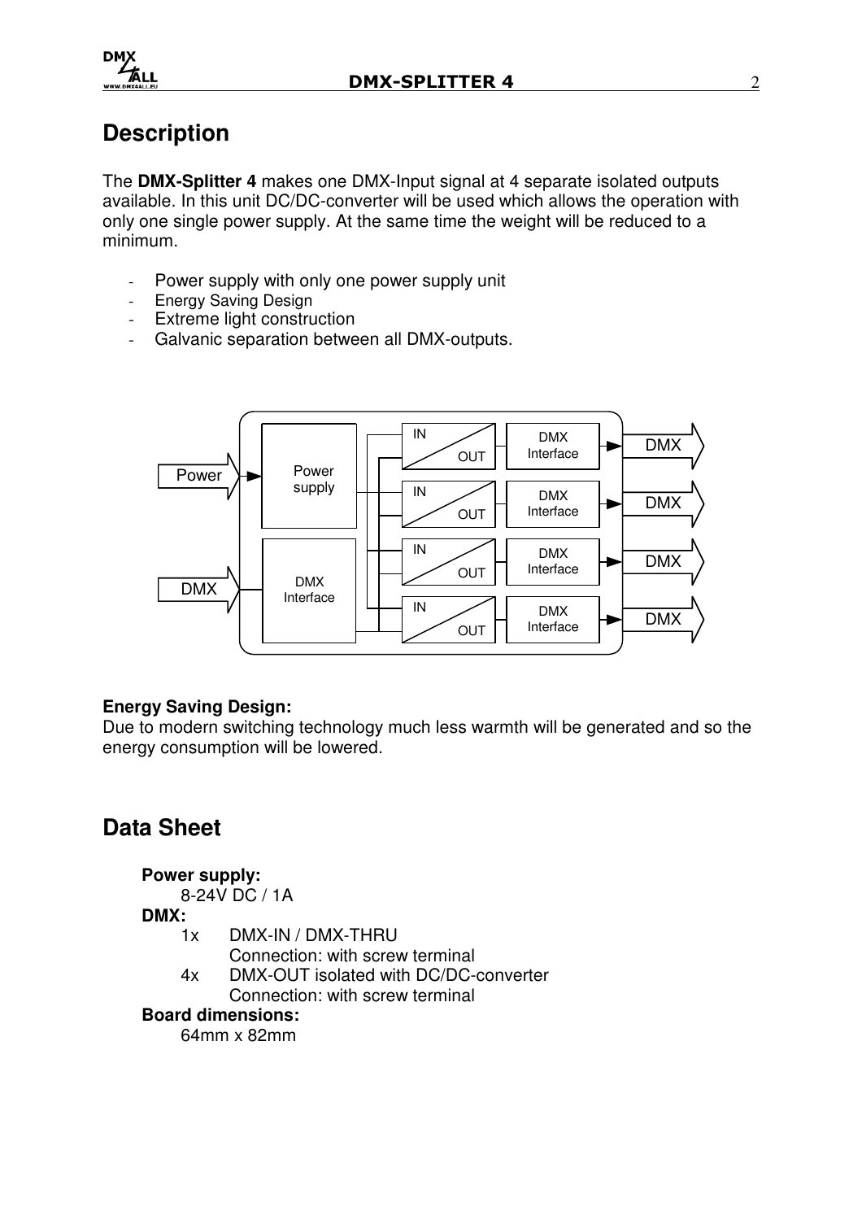# Description

The **DMX-Splitter 4** makes one DMX-Input signal at 4 separate isolated outputs available. In this unit DC/DC-converter will be used which allows the operation with only one single power supply. At the same time the weight will be reduced to a minimum.

- Power supply with only one power supply unit
- Energy Saving Design
- Extreme light construction
- Galvanic separation between all DMX-outputs.

**Energy Saving Design:**
Due to modern switching technology much less warmth will be generated and so the energy consumption will be lowered.

# Data Sheet

**Power supply:**
8-24V DC / 1A

**DMX:**
1x DMX-IN / DMX-THRU
Connection: with screw terminal
4x DMX-OUT isolated with DC/DC-converter
Connection: with screw terminal

**Board dimensions:**
64mm x 82mm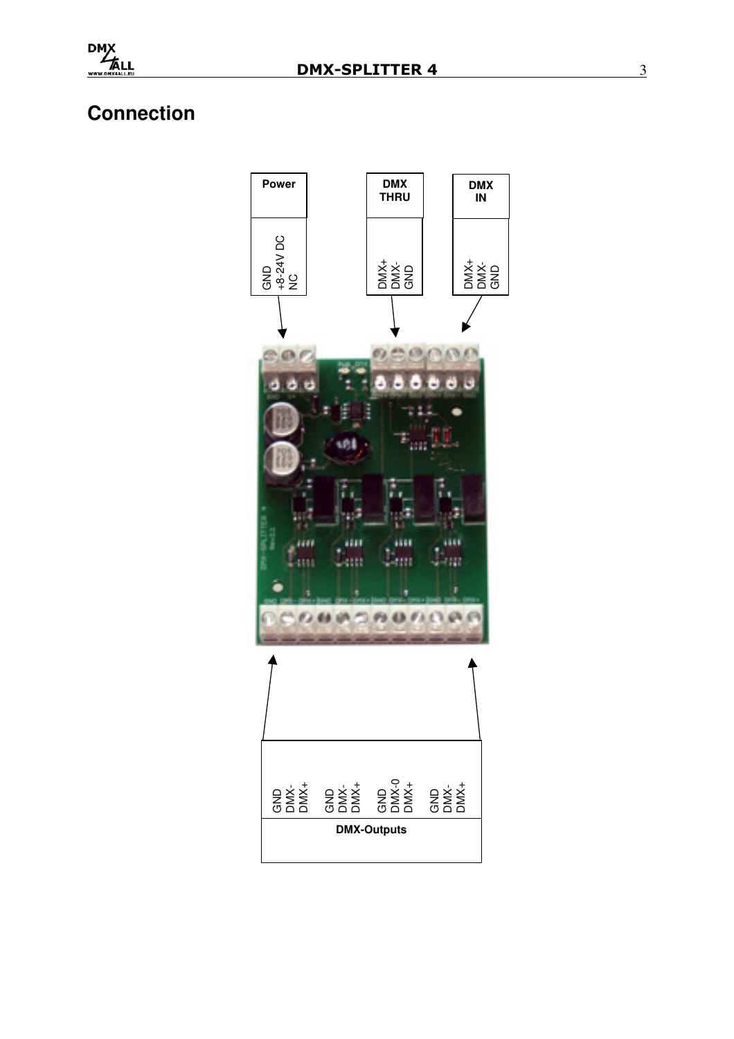# Connection

**Power**

GND
+8-24V DC
NC

**DMX THRU**

DMX+
DMX-
GND

**DMX IN**

DMX+
DMX-
GND

GND
DMX-
DMX+

GND
DMX-
DMX+

GND
DMX-0
DMX+

GND
DMX-
DMX+

**DMX-Outputs**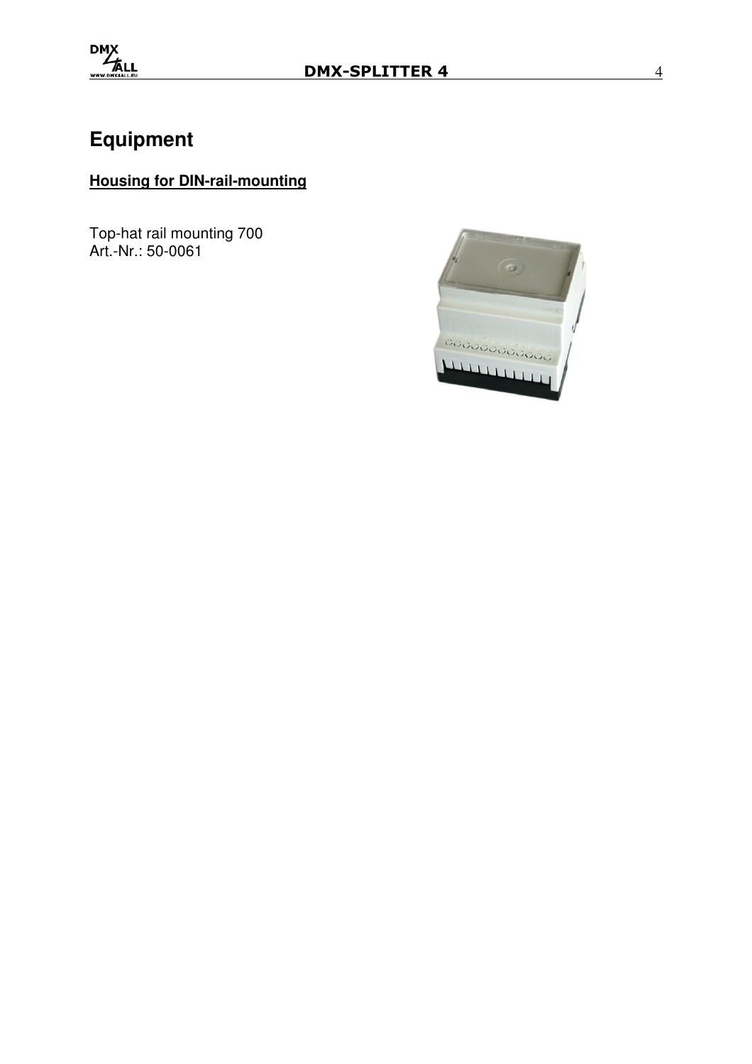# Equipment

**Housing for DIN-rail-mounting**

Top-hat rail mounting 700
Art.-Nr.: 50-0061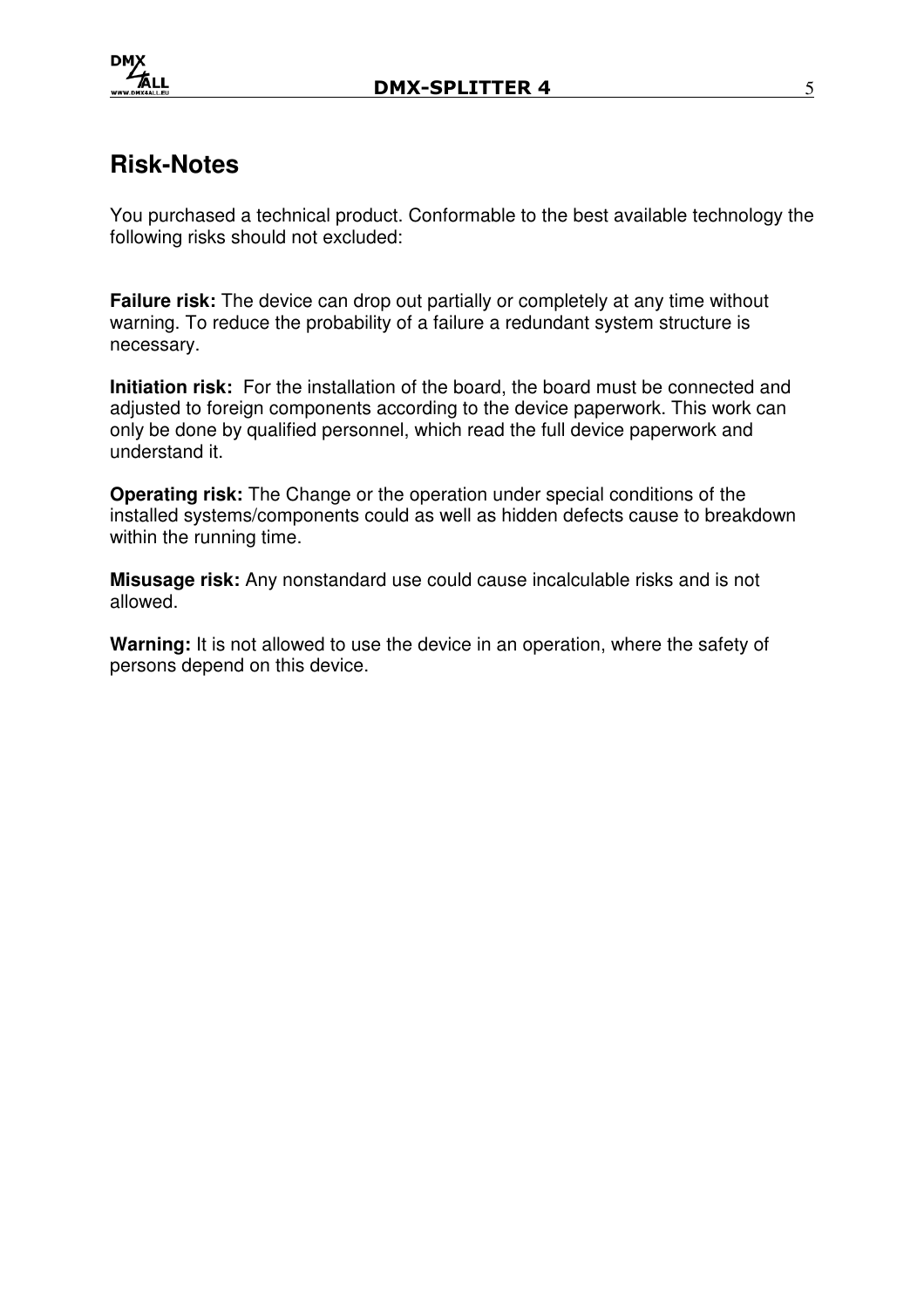# Risk-Notes

You purchased a technical product. Conformable to the best available technology the following risks should not excluded:

**Failure risk:** The device can drop out partially or completely at any time without warning. To reduce the probability of a failure a redundant system structure is necessary.

**Initiation risk:** For the installation of the board, the board must be connected and adjusted to foreign components according to the device paperwork. This work can only be done by qualified personnel, which read the full device paperwork and understand it.

**Operating risk:** The Change or the operation under special conditions of the installed systems/components could as well as hidden defects cause to breakdown within the running time.

**Misusage risk:** Any nonstandard use could cause incalculable risks and is not allowed.

**Warning:** It is not allowed to use the device in an operation, where the safety of persons depend on this device.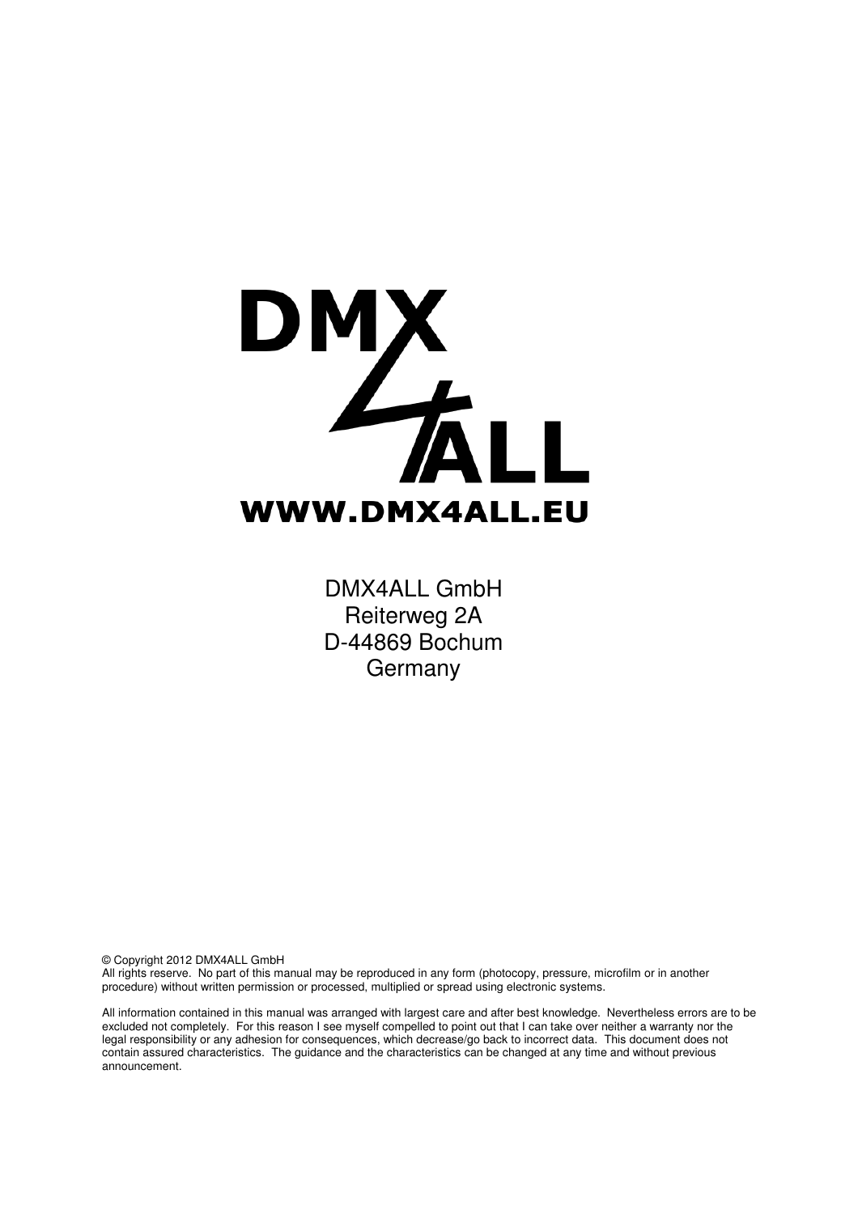DMX4ALL

WWW.DMX4ALL.EU

DMX4ALL GmbH
Reiterweg 2A
D-44869 Bochum
Germany

© Copyright 2012 DMX4ALL GmbH
All rights reserve. No part of this manual may be reproduced in any form (photocopy, pressure, microfilm or in another procedure) without written permission or processed, multiplied or spread using electronic systems.

All information contained in this manual was arranged with largest care and after best knowledge. Nevertheless errors are to be excluded not completely. For this reason I see myself compelled to point out that I can take over neither a warranty nor the legal responsibility or any adhesion for consequences, which decrease/go back to incorrect data. This document does not contain assured characteristics. The guidance and the characteristics can be changed at any time and without previous announcement.